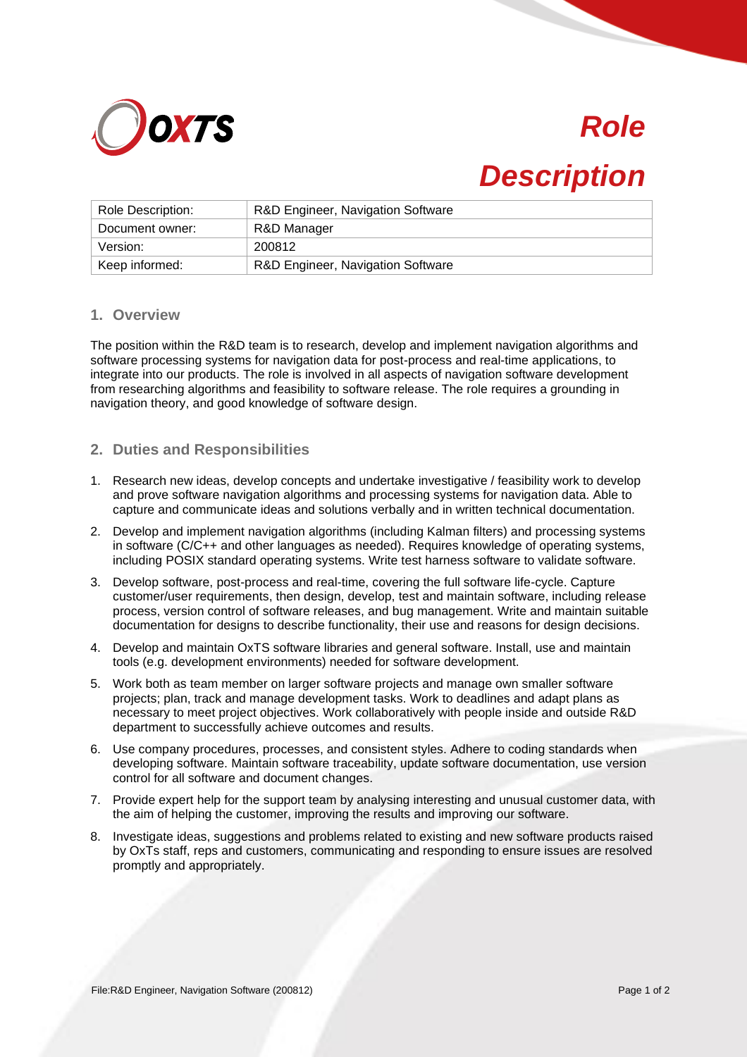OXTS

# Role Description

| Role Description: | R&D Engineer, Navigation Software |
|---|---|
| Document owner: | R&D Manager |
| Version: | 200812 |
| Keep informed: | R&D Engineer, Navigation Software |

## 1. Overview

The position within the R&D team is to research, develop and implement navigation algorithms and software processing systems for navigation data for post-process and real-time applications, to integrate into our products. The role is involved in all aspects of navigation software development from researching algorithms and feasibility to software release. The role requires a grounding in navigation theory, and good knowledge of software design.

## 2. Duties and Responsibilities

1. Research new ideas, develop concepts and undertake investigative / feasibility work to develop and prove software navigation algorithms and processing systems for navigation data. Able to capture and communicate ideas and solutions verbally and in written technical documentation.
2. Develop and implement navigation algorithms (including Kalman filters) and processing systems in software (C/C++ and other languages as needed). Requires knowledge of operating systems, including POSIX standard operating systems. Write test harness software to validate software.
3. Develop software, post-process and real-time, covering the full software life-cycle. Capture customer/user requirements, then design, develop, test and maintain software, including release process, version control of software releases, and bug management. Write and maintain suitable documentation for designs to describe functionality, their use and reasons for design decisions.
4. Develop and maintain OxTS software libraries and general software. Install, use and maintain tools (e.g. development environments) needed for software development.
5. Work both as team member on larger software projects and manage own smaller software projects; plan, track and manage development tasks. Work to deadlines and adapt plans as necessary to meet project objectives. Work collaboratively with people inside and outside R&D department to successfully achieve outcomes and results.
6. Use company procedures, processes, and consistent styles. Adhere to coding standards when developing software. Maintain software traceability, update software documentation, use version control for all software and document changes.
7. Provide expert help for the support team by analysing interesting and unusual customer data, with the aim of helping the customer, improving the results and improving our software.
8. Investigate ideas, suggestions and problems related to existing and new software products raised by OxTs staff, reps and customers, communicating and responding to ensure issues are resolved promptly and appropriately.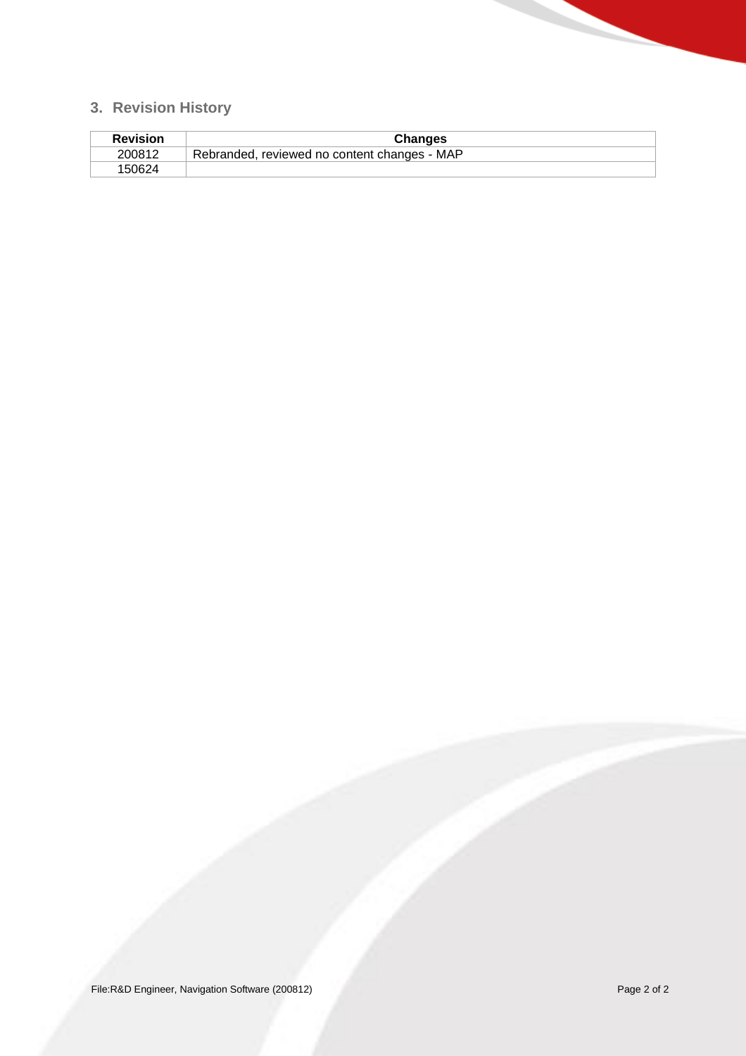## 3. Revision History

| Revision | Changes |
|---|---|
| 200812 | Rebranded, reviewed no content changes - MAP |
| 150624 | |